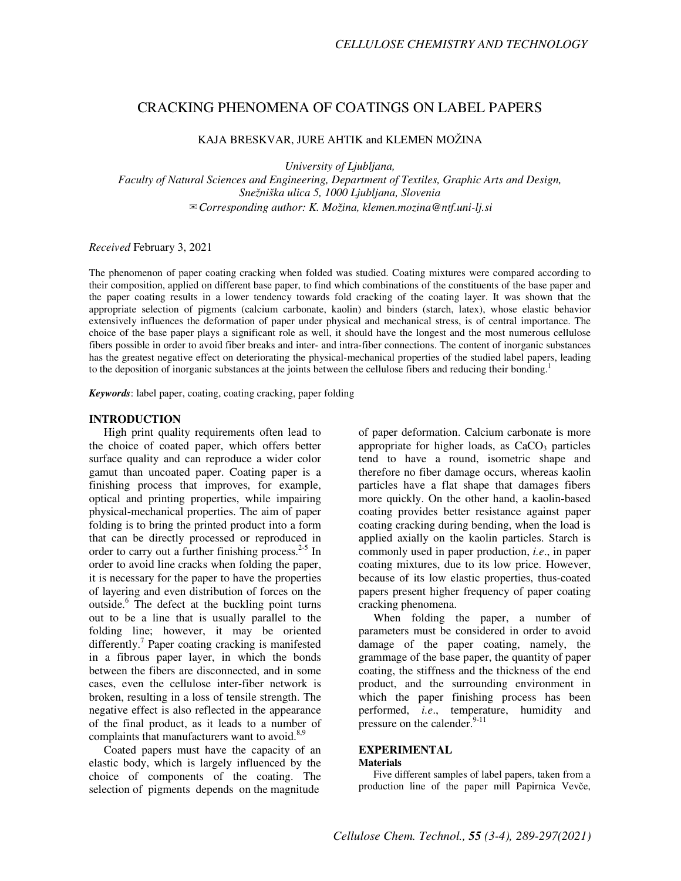# CRACKING PHENOMENA OF COATINGS ON LABEL PAPERS

KAJA BRESKVAR, JURE AHTIK and KLEMEN MOŽINA

*University of Ljubljana,*
*Faculty of Natural Sciences and Engineering, Department of Textiles, Graphic Arts and Design,*
*Snežniška ulica 5, 1000 Ljubljana, Slovenia*
✉ *Corresponding author: K. Možina, klemen.mozina@ntf.uni-lj.si*

*Received* February 3, 2021

The phenomenon of paper coating cracking when folded was studied. Coating mixtures were compared according to their composition, applied on different base paper, to find which combinations of the constituents of the base paper and the paper coating results in a lower tendency towards fold cracking of the coating layer. It was shown that the appropriate selection of pigments (calcium carbonate, kaolin) and binders (starch, latex), whose elastic behavior extensively influences the deformation of paper under physical and mechanical stress, is of central importance. The choice of the base paper plays a significant role as well, it should have the longest and the most numerous cellulose fibers possible in order to avoid fiber breaks and inter- and intra-fiber connections. The content of inorganic substances has the greatest negative effect on deteriorating the physical-mechanical properties of the studied label papers, leading to the deposition of inorganic substances at the joints between the cellulose fibers and reducing their bonding.[1]

***Keywords***: label paper, coating, coating cracking, paper folding

## INTRODUCTION

High print quality requirements often lead to the choice of coated paper, which offers better surface quality and can reproduce a wider color gamut than uncoated paper. Coating paper is a finishing process that improves, for example, optical and printing properties, while impairing physical-mechanical properties. The aim of paper folding is to bring the printed product into a form that can be directly processed or reproduced in order to carry out a further finishing process.[2-5] In order to avoid line cracks when folding the paper, it is necessary for the paper to have the properties of layering and even distribution of forces on the outside.[6] The defect at the buckling point turns out to be a line that is usually parallel to the folding line; however, it may be oriented differently.[7] Paper coating cracking is manifested in a fibrous paper layer, in which the bonds between the fibers are disconnected, and in some cases, even the cellulose inter-fiber network is broken, resulting in a loss of tensile strength. The negative effect is also reflected in the appearance of the final product, as it leads to a number of complaints that manufacturers want to avoid.[8,9]

Coated papers must have the capacity of an elastic body, which is largely influenced by the choice of components of the coating. The selection of pigments depends on the magnitude of paper deformation. Calcium carbonate is more appropriate for higher loads, as $CaCO_3$ particles tend to have a round, isometric shape and therefore no fiber damage occurs, whereas kaolin particles have a flat shape that damages fibers more quickly. On the other hand, a kaolin-based coating provides better resistance against paper coating cracking during bending, when the load is applied axially on the kaolin particles. Starch is commonly used in paper production, *i.e.*, in paper coating mixtures, due to its low price. However, because of its low elastic properties, thus-coated papers present higher frequency of paper coating cracking phenomena.

When folding the paper, a number of parameters must be considered in order to avoid damage of the paper coating, namely, the grammage of the base paper, the quantity of paper coating, the stiffness and the thickness of the end product, and the surrounding environment in which the paper finishing process has been performed, *i.e.*, temperature, humidity and pressure on the calender.[9-11]

## EXPERIMENTAL

### Materials

Five different samples of label papers, taken from a production line of the paper mill Papirnica Vevče,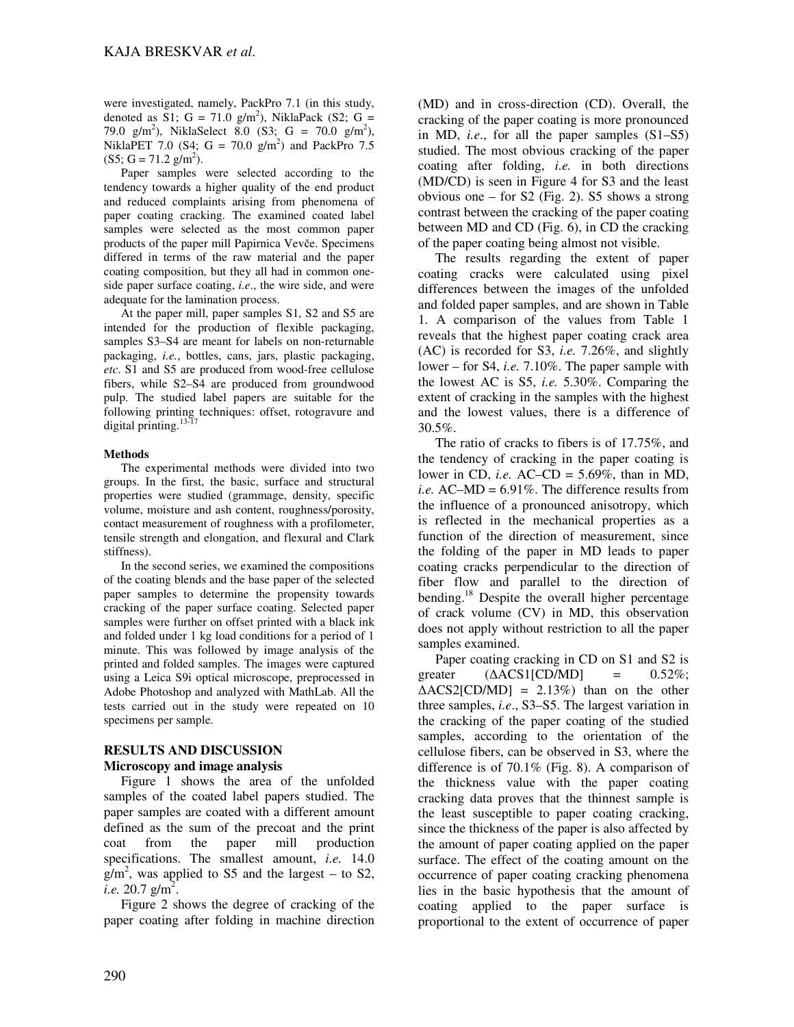were investigated, namely, PackPro 7.1 (in this study, denoted as S1; G = 71.0 g/m$^2$), NiklaPack (S2; G = 79.0 g/m$^2$), NiklaSelect 8.0 (S3; G = 70.0 g/m$^2$), NiklaPET 7.0 (S4; G = 70.0 g/m$^2$) and PackPro 7.5 (S5; G = 71.2 g/m$^2$).

Paper samples were selected according to the tendency towards a higher quality of the end product and reduced complaints arising from phenomena of paper coating cracking. The examined coated label samples were selected as the most common paper products of the paper mill Papirnica Vevče. Specimens differed in terms of the raw material and the paper coating composition, but they all had in common one-side paper surface coating, *i.e*., the wire side, and were adequate for the lamination process.

At the paper mill, paper samples S1, S2 and S5 are intended for the production of flexible packaging, samples S3–S4 are meant for labels on non-returnable packaging, *i.e.*, bottles, cans, jars, plastic packaging, *etc*. S1 and S5 are produced from wood-free cellulose fibers, while S2–S4 are produced from groundwood pulp. The studied label papers are suitable for the following printing techniques: offset, rotogravure and digital printing.[13-17]

**Methods**

The experimental methods were divided into two groups. In the first, the basic, surface and structural properties were studied (grammage, density, specific volume, moisture and ash content, roughness/porosity, contact measurement of roughness with a profilometer, tensile strength and elongation, and flexural and Clark stiffness).

In the second series, we examined the compositions of the coating blends and the base paper of the selected paper samples to determine the propensity towards cracking of the paper surface coating. Selected paper samples were further on offset printed with a black ink and folded under 1 kg load conditions for a period of 1 minute. This was followed by image analysis of the printed and folded samples. The images were captured using a Leica S9i optical microscope, preprocessed in Adobe Photoshop and analyzed with MathLab. All the tests carried out in the study were repeated on 10 specimens per sample.

## RESULTS AND DISCUSSION

### Microscopy and image analysis

Figure 1 shows the area of the unfolded samples of the coated label papers studied. The paper samples are coated with a different amount defined as the sum of the precoat and the print coat from the paper mill production specifications. The smallest amount, *i.e.* 14.0 g/m$^2$, was applied to S5 and the largest – to S2, *i.e.* 20.7 g/m$^2$.

Figure 2 shows the degree of cracking of the paper coating after folding in machine direction (MD) and in cross-direction (CD). Overall, the cracking of the paper coating is more pronounced in MD, *i.e*., for all the paper samples (S1–S5) studied. The most obvious cracking of the paper coating after folding, *i.e.* in both directions (MD/CD) is seen in Figure 4 for S3 and the least obvious one – for S2 (Fig. 2). S5 shows a strong contrast between the cracking of the paper coating between MD and CD (Fig. 6), in CD the cracking of the paper coating being almost not visible.

The results regarding the extent of paper coating cracks were calculated using pixel differences between the images of the unfolded and folded paper samples, and are shown in Table 1. A comparison of the values from Table 1 reveals that the highest paper coating crack area (AC) is recorded for S3, *i.e.* 7.26%, and slightly lower – for S4, *i.e.* 7.10%. The paper sample with the lowest AC is S5, *i.e.* 5.30%. Comparing the extent of cracking in the samples with the highest and the lowest values, there is a difference of 30.5%.

The ratio of cracks to fibers is of 17.75%, and the tendency of cracking in the paper coating is lower in CD, *i.e.* AC–CD = 5.69%, than in MD, *i.e.* AC–MD = 6.91%. The difference results from the influence of a pronounced anisotropy, which is reflected in the mechanical properties as a function of the direction of measurement, since the folding of the paper in MD leads to paper coating cracks perpendicular to the direction of fiber flow and parallel to the direction of bending.[18] Despite the overall higher percentage of crack volume (CV) in MD, this observation does not apply without restriction to all the paper samples examined.

Paper coating cracking in CD on S1 and S2 is greater ($\Delta$ACS1[CD/MD] = 0.52%; $\Delta$ACS2[CD/MD] = 2.13%) than on the other three samples, *i.e*., S3–S5. The largest variation in the cracking of the paper coating of the studied samples, according to the orientation of the cellulose fibers, can be observed in S3, where the difference is of 70.1% (Fig. 8). A comparison of the thickness value with the paper coating cracking data proves that the thinnest sample is the least susceptible to paper coating cracking, since the thickness of the paper is also affected by the amount of paper coating applied on the paper surface. The effect of the coating amount on the occurrence of paper coating cracking phenomena lies in the basic hypothesis that the amount of coating applied to the paper surface is proportional to the extent of occurrence of paper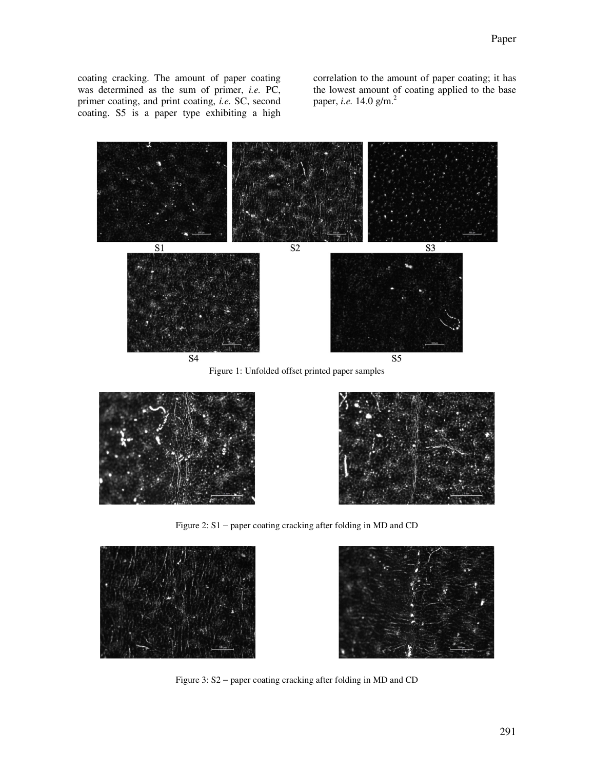coating cracking. The amount of paper coating was determined as the sum of primer, *i.e.* PC, primer coating, and print coating, *i.e.* SC, second coating. S5 is a paper type exhibiting a high correlation to the amount of paper coating; it has the lowest amount of coating applied to the base paper, *i.e.* 14.0 g/m.[2]

S1 S2 S3

S4 S5

Figure 1: Unfolded offset printed paper samples

Figure 2: S1 – paper coating cracking after folding in MD and CD

Figure 3: S2 – paper coating cracking after folding in MD and CD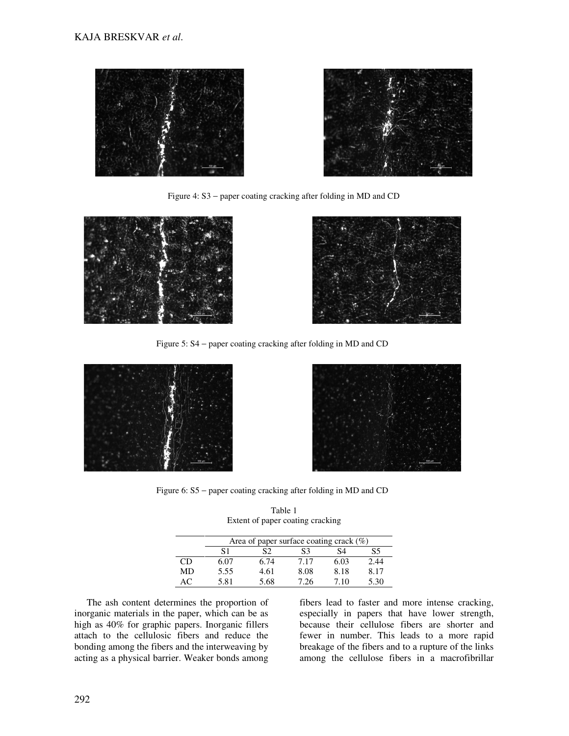Figure 4: S3 – paper coating cracking after folding in MD and CD

Figure 5: S4 – paper coating cracking after folding in MD and CD

Figure 6: S5 – paper coating cracking after folding in MD and CD

Table 1
Extent of paper coating cracking

| | Area of paper surface coating crack (%) | | | | |
|---|---|---|---|---|---|
| | S1 | S2 | S3 | S4 | S5 |
| CD | 6.07 | 6.74 | 7.17 | 6.03 | 2.44 |
| MD | 5.55 | 4.61 | 8.08 | 8.18 | 8.17 |
| AC | 5.81 | 5.68 | 7.26 | 7.10 | 5.30 |

The ash content determines the proportion of inorganic materials in the paper, which can be as high as 40% for graphic papers. Inorganic fillers attach to the cellulosic fibers and reduce the bonding among the fibers and the interweaving by acting as a physical barrier. Weaker bonds among fibers lead to faster and more intense cracking, especially in papers that have lower strength, because their cellulose fibers are shorter and fewer in number. This leads to a more rapid breakage of the fibers and to a rupture of the links among the cellulose fibers in a macrofibrillar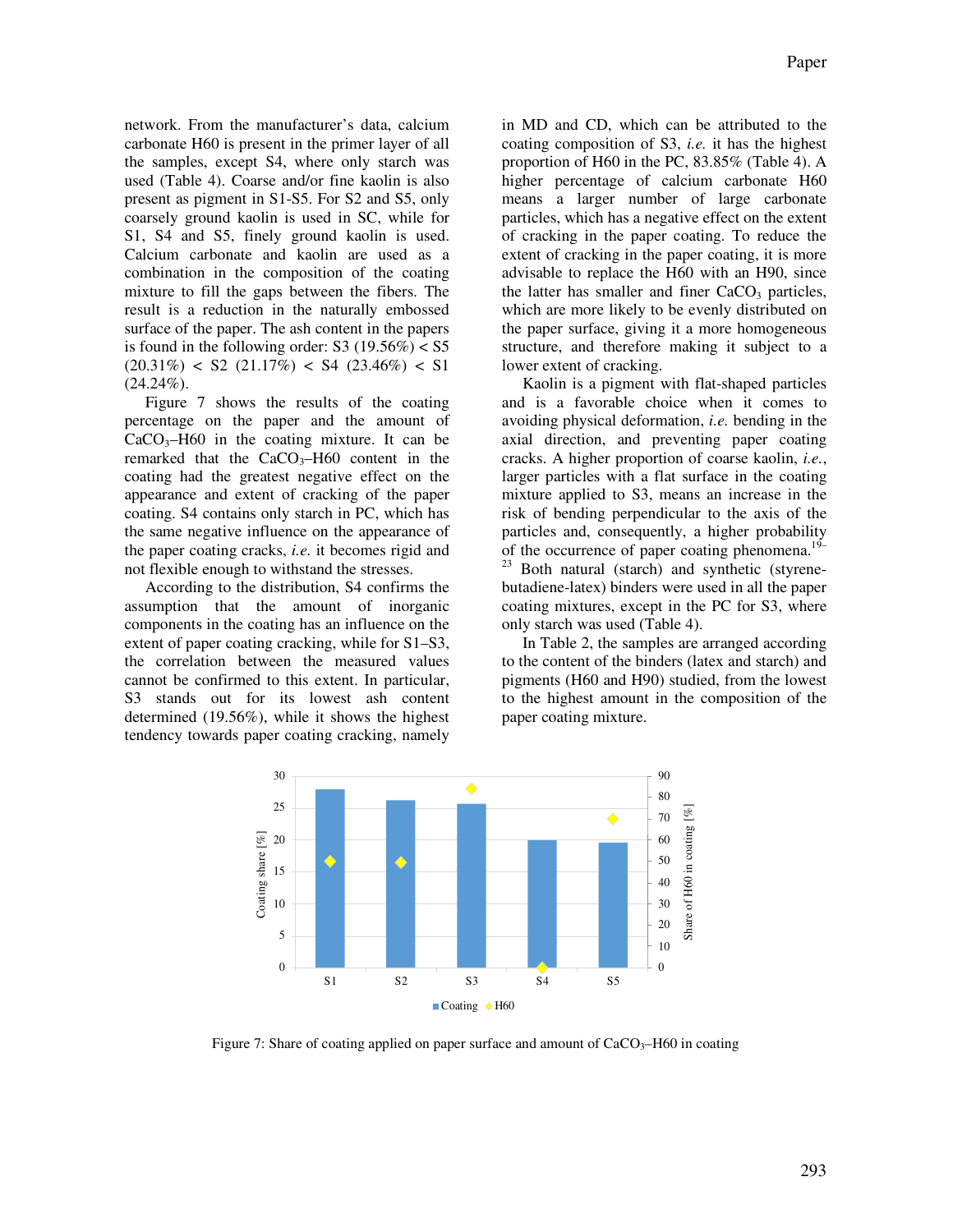network. From the manufacturer's data, calcium carbonate H60 is present in the primer layer of all the samples, except S4, where only starch was used (Table 4). Coarse and/or fine kaolin is also present as pigment in S1-S5. For S2 and S5, only coarsely ground kaolin is used in SC, while for S1, S4 and S5, finely ground kaolin is used. Calcium carbonate and kaolin are used as a combination in the composition of the coating mixture to fill the gaps between the fibers. The result is a reduction in the naturally embossed surface of the paper. The ash content in the papers is found in the following order: S3 (19.56%) < S5 (20.31%) < S2 (21.17%) < S4 (23.46%) < S1 (24.24%).

Figure 7 shows the results of the coating percentage on the paper and the amount of $CaCO_3$–H60 in the coating mixture. It can be remarked that the $CaCO_3$–H60 content in the coating had the greatest negative effect on the appearance and extent of cracking of the paper coating. S4 contains only starch in PC, which has the same negative influence on the appearance of the paper coating cracks, *i.e.* it becomes rigid and not flexible enough to withstand the stresses.

According to the distribution, S4 confirms the assumption that the amount of inorganic components in the coating has an influence on the extent of paper coating cracking, while for S1–S3, the correlation between the measured values cannot be confirmed to this extent. In particular, S3 stands out for its lowest ash content determined (19.56%), while it shows the highest tendency towards paper coating cracking, namely in MD and CD, which can be attributed to the coating composition of S3, *i.e.* it has the highest proportion of H60 in the PC, 83.85% (Table 4). A higher percentage of calcium carbonate H60 means a larger number of large carbonate particles, which has a negative effect on the extent of cracking in the paper coating. To reduce the extent of cracking in the paper coating, it is more advisable to replace the H60 with an H90, since the latter has smaller and finer $CaCO_3$ particles, which are more likely to be evenly distributed on the paper surface, giving it a more homogeneous structure, and therefore making it subject to a lower extent of cracking.

Kaolin is a pigment with flat-shaped particles and is a favorable choice when it comes to avoiding physical deformation, *i.e.* bending in the axial direction, and preventing paper coating cracks. A higher proportion of coarse kaolin, *i.e.*, larger particles with a flat surface in the coating mixture applied to S3, means an increase in the risk of bending perpendicular to the axis of the particles and, consequently, a higher probability of the occurrence of paper coating phenomena.[19–23] Both natural (starch) and synthetic (styrene-butadiene-latex) binders were used in all the paper coating mixtures, except in the PC for S3, where only starch was used (Table 4).

In Table 2, the samples are arranged according to the content of the binders (latex and starch) and pigments (H60 and H90) studied, from the lowest to the highest amount in the composition of the paper coating mixture.

Coating share [%]
0
5
10
15
20
25
30

Share of H60 in coating [%]
0
10
20
30
40
50
60
70
80
90

S1
S2
S3
S4
S5

Coating
H60

Figure 7: Share of coating applied on paper surface and amount of $CaCO_3$–H60 in coating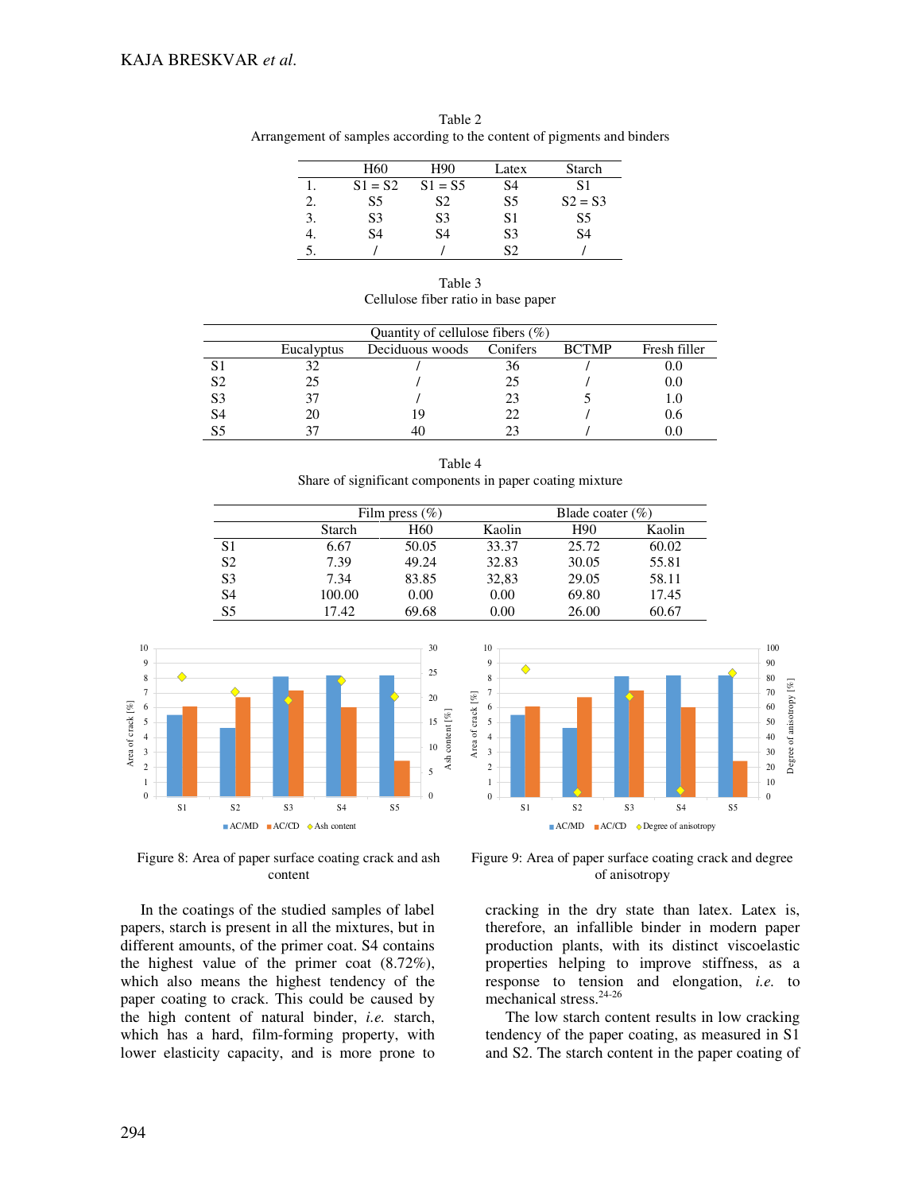Table 2
Arrangement of samples according to the content of pigments and binders

| | H60 | H90 | Latex | Starch |
|---|---|---|---|---|
| 1. | S1 = S2 | S1 = S5 | S4 | S1 |
| 2. | S5 | S2 | S5 | S2 = S3 |
| 3. | S3 | S3 | S1 | S5 |
| 4. | S4 | S4 | S3 | S4 |
| 5. | / | / | S2 | / |

Table 3
Cellulose fiber ratio in base paper

| | Quantity of cellulose fibers (%) | | | | |
|---|---|---|---|---|---|
| | Eucalyptus | Deciduous woods | Conifers | BCTMP | Fresh filler |
| S1 | 32 | / | 36 | / | 0.0 |
| S2 | 25 | / | 25 | / | 0.0 |
| S3 | 37 | / | 23 | 5 | 1.0 |
| S4 | 20 | 19 | 22 | / | 0.6 |
| S5 | 37 | 40 | 23 | / | 0.0 |

Table 4
Share of significant components in paper coating mixture

| | Film press (%) | | | Blade coater (%) | |
|---|---|---|---|---|---|
| | Starch | H60 | Kaolin | H90 | Kaolin |
| S1 | 6.67 | 50.05 | 33.37 | 25.72 | 60.02 |
| S2 | 7.39 | 49.24 | 32.83 | 30.05 | 55.81 |
| S3 | 7.34 | 83.85 | 32,83 | 29.05 | 58.11 |
| S4 | 100.00 | 0.00 | 0.00 | 69.80 | 17.45 |
| S5 | 17.42 | 69.68 | 0.00 | 26.00 | 60.67 |

Area of crack [%]
Ash content [%]
S1 S2 S3 S4 S5
AC/MD AC/CD Ash content

Figure 8: Area of paper surface coating crack and ash content

Area of crack [%]
Degree of anisotropy [%]
S1 S2 S3 S4 S5
AC/MD AC/CD Degree of anisotropy

Figure 9: Area of paper surface coating crack and degree of anisotropy

In the coatings of the studied samples of label papers, starch is present in all the mixtures, but in different amounts, of the primer coat. S4 contains the highest value of the primer coat (8.72%), which also means the highest tendency of the paper coating to crack. This could be caused by the high content of natural binder, *i.e.* starch, which has a hard, film-forming property, with lower elasticity capacity, and is more prone to cracking in the dry state than latex. Latex is, therefore, an infallible binder in modern paper production plants, with its distinct viscoelastic properties helping to improve stiffness, as a response to tension and elongation, *i.e.* to mechanical stress.[24-26]

The low starch content results in low cracking tendency of the paper coating, as measured in S1 and S2. The starch content in the paper coating of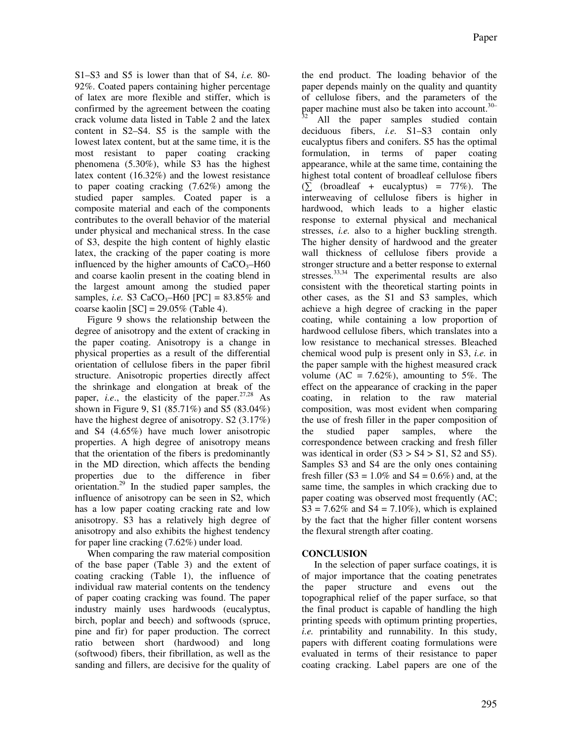S1–S3 and S5 is lower than that of S4, *i.e.* 80-92%. Coated papers containing higher percentage of latex are more flexible and stiffer, which is confirmed by the agreement between the coating crack volume data listed in Table 2 and the latex content in S2–S4. S5 is the sample with the lowest latex content, but at the same time, it is the most resistant to paper coating cracking phenomena (5.30%), while S3 has the highest latex content (16.32%) and the lowest resistance to paper coating cracking (7.62%) among the studied paper samples. Coated paper is a composite material and each of the components contributes to the overall behavior of the material under physical and mechanical stress. In the case of S3, despite the high content of highly elastic latex, the cracking of the paper coating is more influenced by the higher amounts of $CaCO_3$–H60 and coarse kaolin present in the coating blend in the largest amount among the studied paper samples, *i.e.* S3 $CaCO_3$–H60 [PC] = 83.85% and coarse kaolin [SC] = 29.05% (Table 4).

Figure 9 shows the relationship between the degree of anisotropy and the extent of cracking in the paper coating. Anisotropy is a change in physical properties as a result of the differential orientation of cellulose fibers in the paper fibril structure. Anisotropic properties directly affect the shrinkage and elongation at break of the paper, *i.e*., the elasticity of the paper.[27,28] As shown in Figure 9, S1 (85.71%) and S5 (83.04%) have the highest degree of anisotropy. S2 (3.17%) and S4 (4.65%) have much lower anisotropic properties. A high degree of anisotropy means that the orientation of the fibers is predominantly in the MD direction, which affects the bending properties due to the difference in fiber orientation.[29] In the studied paper samples, the influence of anisotropy can be seen in S2, which has a low paper coating cracking rate and low anisotropy. S3 has a relatively high degree of anisotropy and also exhibits the highest tendency for paper line cracking (7.62%) under load.

When comparing the raw material composition of the base paper (Table 3) and the extent of coating cracking (Table 1), the influence of individual raw material contents on the tendency of paper coating cracking was found. The paper industry mainly uses hardwoods (eucalyptus, birch, poplar and beech) and softwoods (spruce, pine and fir) for paper production. The correct ratio between short (hardwood) and long (softwood) fibers, their fibrillation, as well as the sanding and fillers, are decisive for the quality of the end product. The loading behavior of the paper depends mainly on the quality and quantity of cellulose fibers, and the parameters of the paper machine must also be taken into account.[30–32] All the paper samples studied contain deciduous fibers, *i.e.* S1–S3 contain only eucalyptus fibers and conifers. S5 has the optimal formulation, in terms of paper coating appearance, while at the same time, containing the highest total content of broadleaf cellulose fibers ($\sum$ (broadleaf + eucalyptus) = 77%). The interweaving of cellulose fibers is higher in hardwood, which leads to a higher elastic response to external physical and mechanical stresses, *i.e.* also to a higher buckling strength. The higher density of hardwood and the greater wall thickness of cellulose fibers provide a stronger structure and a better response to external stresses.[33,34] The experimental results are also consistent with the theoretical starting points in other cases, as the S1 and S3 samples, which achieve a high degree of cracking in the paper coating, while containing a low proportion of hardwood cellulose fibers, which translates into a low resistance to mechanical stresses. Bleached chemical wood pulp is present only in S3, *i.e.* in the paper sample with the highest measured crack volume (AC = 7.62%), amounting to 5%. The effect on the appearance of cracking in the paper coating, in relation to the raw material composition, was most evident when comparing the use of fresh filler in the paper composition of the studied paper samples, where the correspondence between cracking and fresh filler was identical in order (S3 > S4 > S1, S2 and S5). Samples S3 and S4 are the only ones containing fresh filler (S3 = 1.0% and S4 = 0.6%) and, at the same time, the samples in which cracking due to paper coating was observed most frequently (AC; S3 = 7.62% and S4 = 7.10%), which is explained by the fact that the higher filler content worsens the flexural strength after coating.

## CONCLUSION

In the selection of paper surface coatings, it is of major importance that the coating penetrates the paper structure and evens out the topographical relief of the paper surface, so that the final product is capable of handling the high printing speeds with optimum printing properties, *i.e.* printability and runnability. In this study, papers with different coating formulations were evaluated in terms of their resistance to paper coating cracking. Label papers are one of the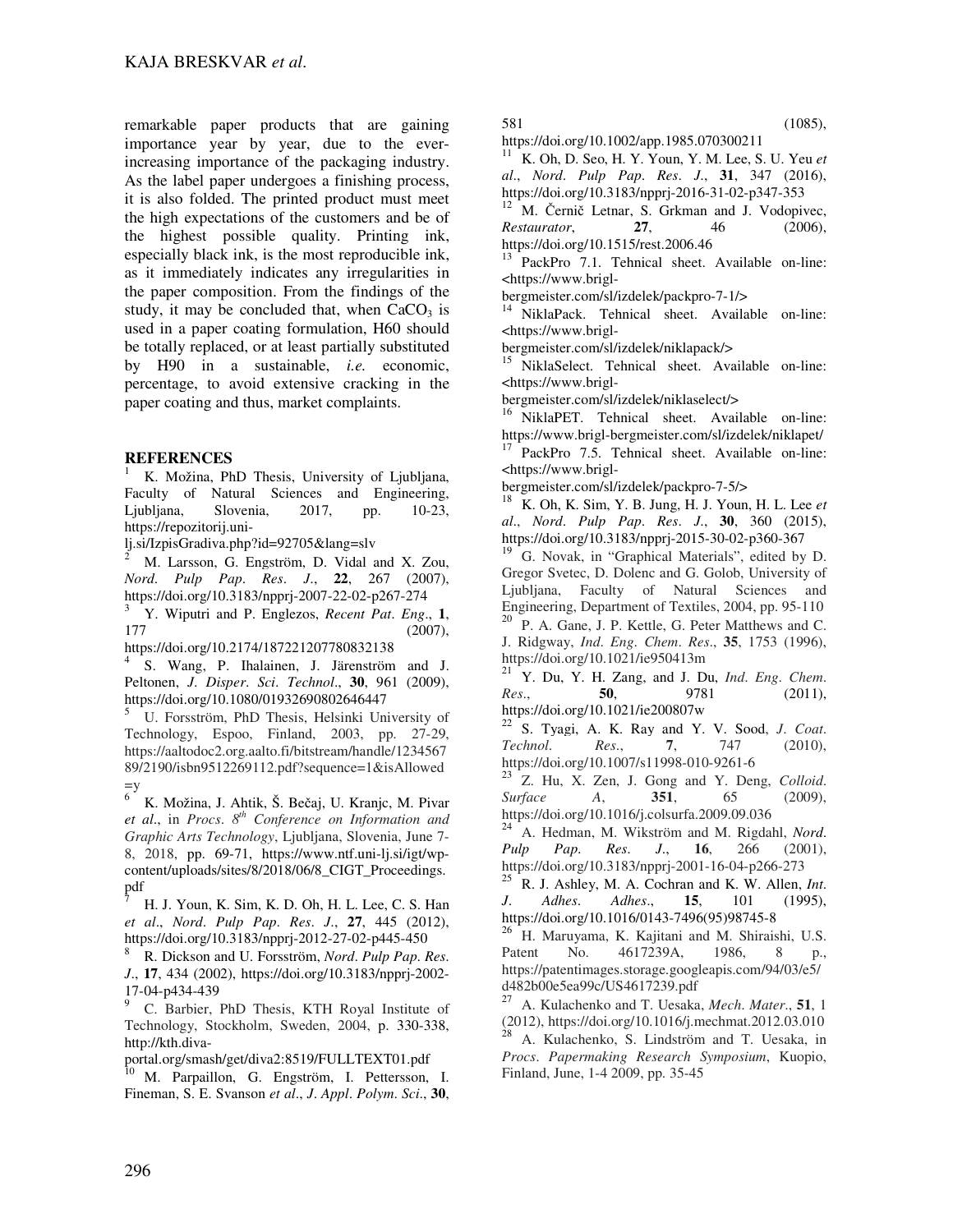remarkable paper products that are gaining importance year by year, due to the ever-increasing importance of the packaging industry. As the label paper undergoes a finishing process, it is also folded. The printed product must meet the high expectations of the customers and be of the highest possible quality. Printing ink, especially black ink, is the most reproducible ink, as it immediately indicates any irregularities in the paper composition. From the findings of the study, it may be concluded that, when $CaCO_3$ is used in a paper coating formulation, H60 should be totally replaced, or at least partially substituted by H90 in a sustainable, *i.e.* economic, percentage, to avoid extensive cracking in the paper coating and thus, market complaints.

## REFERENCES

[1] K. Možina, PhD Thesis, University of Ljubljana, Faculty of Natural Sciences and Engineering, Ljubljana, Slovenia, 2017, pp. 10-23, https://repozitorij.uni-lj.si/IzpisGradiva.php?id=92705&lang=slv

[2] M. Larsson, G. Engström, D. Vidal and X. Zou, *Nord. Pulp Pap. Res. J.*, **22**, 267 (2007), https://doi.org/10.3183/npprj-2007-22-02-p267-274

[3] Y. Wiputri and P. Englezos, *Recent Pat. Eng.*, **1**, 177 (2007), https://doi.org/10.2174/187221207780832138

[4] S. Wang, P. Ihalainen, J. Järenström and J. Peltonen, *J. Disper. Sci. Technol.*, **30**, 961 (2009), https://doi.org/10.1080/01932690802646447

[5] U. Forsström, PhD Thesis, Helsinki University of Technology, Espoo, Finland, 2003, pp. 27-29, https://aaltodoc2.org.aalto.fi/bitstream/handle/123456789/2190/isbn9512269112.pdf?sequence=1&isAllowed=y

[6] K. Možina, J. Ahtik, Š. Bečaj, U. Kranjc, M. Pivar *et al.*, in *Procs. 8th Conference on Information and Graphic Arts Technology*, Ljubljana, Slovenia, June 7-8, 2018, pp. 69-71, https://www.ntf.uni-lj.si/igt/wp-content/uploads/sites/8/2018/06/8_CIGT_Proceedings.pdf

[7] H. J. Youn, K. Sim, K. D. Oh, H. L. Lee, C. S. Han *et al.*, *Nord. Pulp Pap. Res. J.*, **27**, 445 (2012), https://doi.org/10.3183/npprj-2012-27-02-p445-450

[8] R. Dickson and U. Forsström, *Nord. Pulp Pap. Res. J.*, **17**, 434 (2002), https://doi.org/10.3183/npprj-2002-17-04-p434-439

[9] C. Barbier, PhD Thesis, KTH Royal Institute of Technology, Stockholm, Sweden, 2004, p. 330-338, http://kth.diva-portal.org/smash/get/diva2:8519/FULLTEXT01.pdf

[10] M. Parpaillon, G. Engström, I. Pettersson, I. Fineman, S. E. Svanson *et al.*, *J. Appl. Polym. Sci.*, **30**, 581 (1085), https://doi.org/10.1002/app.1985.070300211

[11] K. Oh, D. Seo, H. Y. Youn, Y. M. Lee, S. U. Yeu *et al.*, *Nord. Pulp Pap. Res. J.*, **31**, 347 (2016), https://doi.org/10.3183/npprj-2016-31-02-p347-353

[12] M. Černič Letnar, S. Grkman and J. Vodopivec, *Restaurator*, **27**, 46 (2006), https://doi.org/10.1515/rest.2006.46

[13] PackPro 7.1. Tehnical sheet. Available on-line: <https://www.brigl-bergmeister.com/sl/izdelek/packpro-7-1/>

[14] NiklaPack. Tehnical sheet. Available on-line: <https://www.brigl-bergmeister.com/sl/izdelek/niklapack/>

[15] NiklaSelect. Tehnical sheet. Available on-line: <https://www.brigl-bergmeister.com/sl/izdelek/niklaselect/>

[16] NiklaPET. Tehnical sheet. Available on-line: https://www.brigl-bergmeister.com/sl/izdelek/niklapet/

[17] PackPro 7.5. Tehnical sheet. Available on-line: <https://www.brigl-bergmeister.com/sl/izdelek/packpro-7-5/>

[18] K. Oh, K. Sim, Y. B. Jung, H. J. Youn, H. L. Lee *et al.*, *Nord. Pulp Pap. Res. J.*, **30**, 360 (2015), https://doi.org/10.3183/npprj-2015-30-02-p360-367

[19] G. Novak, in "Graphical Materials", edited by D. Gregor Svetec, D. Dolenc and G. Golob, University of Ljubljana, Faculty of Natural Sciences and Engineering, Department of Textiles, 2004, pp. 95-110

[20] P. A. Gane, J. P. Kettle, G. Peter Matthews and C. J. Ridgway, *Ind. Eng. Chem. Res.*, **35**, 1753 (1996), https://doi.org/10.1021/ie950413m

[21] Y. Du, Y. H. Zang, and J. Du, *Ind. Eng. Chem. Res.*, **50**, 9781 (2011), https://doi.org/10.1021/ie200807w

[22] S. Tyagi, A. K. Ray and Y. V. Sood, *J. Coat. Technol. Res.*, **7**, 747 (2010), https://doi.org/10.1007/s11998-010-9261-6

[23] Z. Hu, X. Zen, J. Gong and Y. Deng, *Colloid. Surface A*, **351**, 65 (2009), https://doi.org/10.1016/j.colsurfa.2009.09.036

[24] A. Hedman, M. Wikström and M. Rigdahl, *Nord. Pulp Pap. Res. J.*, **16**, 266 (2001), https://doi.org/10.3183/npprj-2001-16-04-p266-273

[25] R. J. Ashley, M. A. Cochran and K. W. Allen, *Int. J. Adhes. Adhes.*, **15**, 101 (1995), https://doi.org/10.1016/0143-7496(95)98745-8

[26] H. Maruyama, K. Kajitani and M. Shiraishi, U.S. Patent No. 4617239A, 1986, 8 p., https://patentimages.storage.googleapis.com/94/03/e5/d482b00e5ea99c/US4617239.pdf

[27] A. Kulachenko and T. Uesaka, *Mech. Mater.*, **51**, 1 (2012), https://doi.org/10.1016/j.mechmat.2012.03.010

[28] A. Kulachenko, S. Lindström and T. Uesaka, in *Procs. Papermaking Research Symposium*, Kuopio, Finland, June, 1-4 2009, pp. 35-45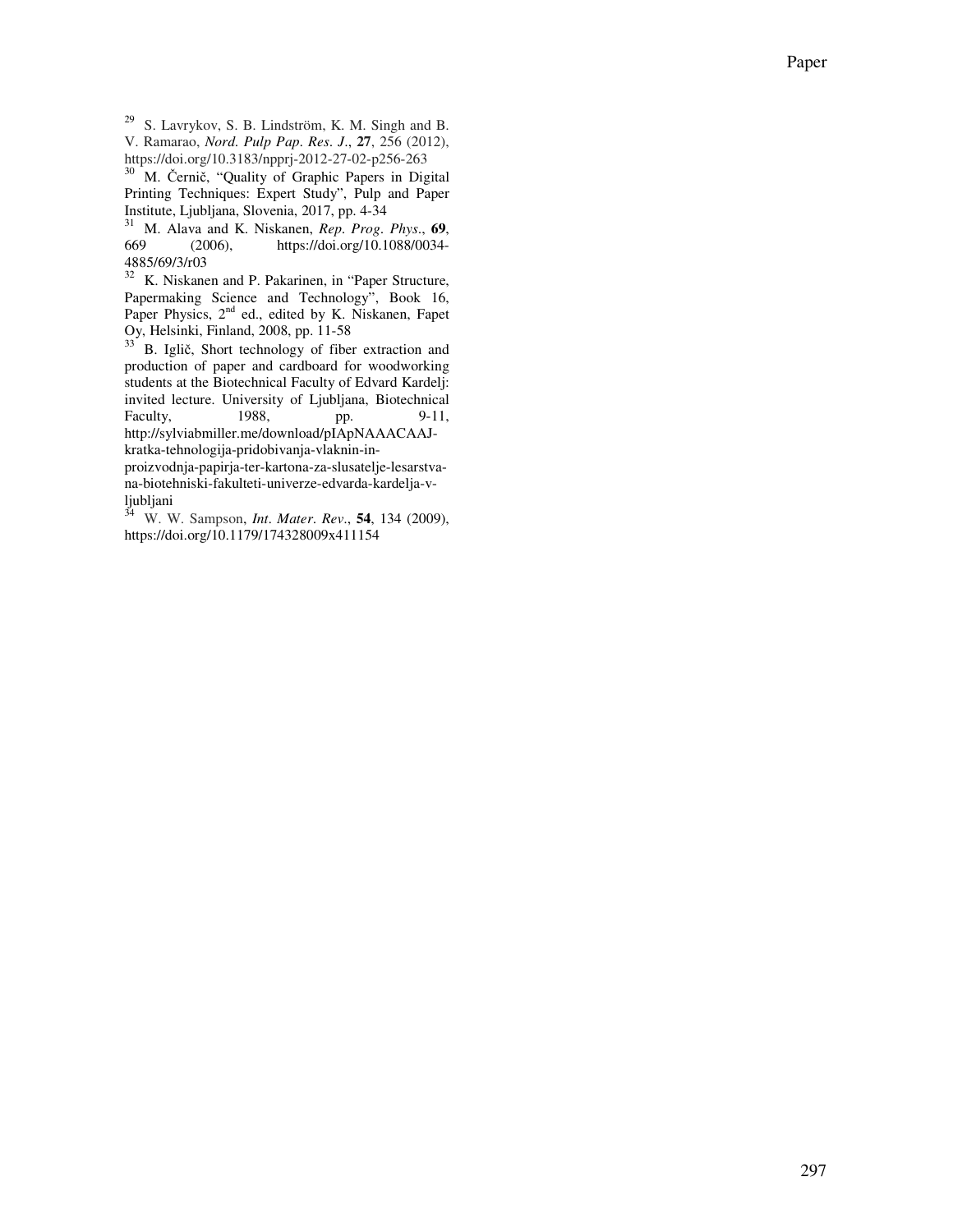[29] S. Lavrykov, S. B. Lindström, K. M. Singh and B. V. Ramarao, *Nord. Pulp Pap. Res. J.*, **27**, 256 (2012), https://doi.org/10.3183/npprj-2012-27-02-p256-263

[30] M. Černič, "Quality of Graphic Papers in Digital Printing Techniques: Expert Study", Pulp and Paper Institute, Ljubljana, Slovenia, 2017, pp. 4-34

[31] M. Alava and K. Niskanen, *Rep. Prog. Phys.*, **69**, 669 (2006), https://doi.org/10.1088/0034-4885/69/3/r03

[32] K. Niskanen and P. Pakarinen, in "Paper Structure, Papermaking Science and Technology", Book 16, Paper Physics, 2nd ed., edited by K. Niskanen, Fapet Oy, Helsinki, Finland, 2008, pp. 11-58

[33] B. Iglič, Short technology of fiber extraction and production of paper and cardboard for woodworking students at the Biotechnical Faculty of Edvard Kardelj: invited lecture. University of Ljubljana, Biotechnical Faculty, 1988, pp. 9-11, http://sylviabmiller.me/download/pIApNAAACAAJ-kratka-tehnologija-pridobivanja-vlaknin-in-proizvodnja-papirja-ter-kartona-za-slusatelje-lesarstva-na-biotehniski-fakulteti-univerze-edvarda-kardelja-v-ljubljani

[34] W. W. Sampson, *Int. Mater. Rev.*, **54**, 134 (2009), https://doi.org/10.1179/174328009x411154